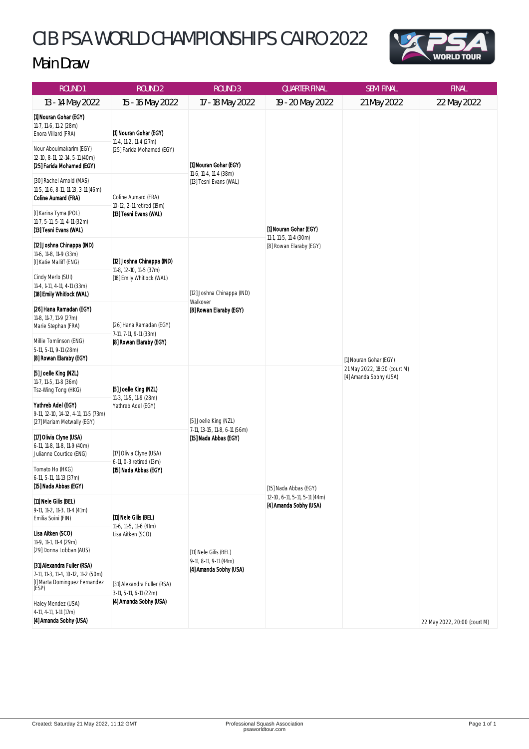# CIB PSA WORLD CHAMPIONSHIPS CAIRO 2022

## Main Draw

| ROUND 1 | ROUND 2 | ROUND 3 | QUARTER FINAL | SEMI FINAL | FINAL |
|---|---|---|---|---|---|
| 13 - 14 May 2022 | 15 - 16 May 2022 | 17 - 18 May 2022 | 19 - 20 May 2022 | 21 May 2022 | 22 May 2022 |
| **[1] Nouran Gohar (EGY)** 11-7, 11-6, 11-2 (28m) Enora Villard (FRA) | **[1] Nouran Gohar (EGY)** 11-4, 11-2, 11-4 (27m) [25] Farida Mohamed (EGY) | **[1] Nouran Gohar (EGY)** 11-6, 11-4, 11-4 (38m) [13] Tesni Evans (WAL) | **[1] Nouran Gohar (EGY)** 11-1, 11-5, 11-4 (30m) [8] Rowan Elaraby (EGY) | [1] Nouran Gohar (EGY) 21 May 2022, 18:30 (court M) [4] Amanda Sobhy (USA) | 22 May 2022, 20:00 (court M) |
| Nour Aboulmakarim (EGY) 12-10, 8-11, 12-14, 5-11 (40m) **[25] Farida Mohamed (EGY)** | | | | | |
| [30] Rachel Arnold (MAS) 11-5, 11-6, 8-11, 11-13, 3-11 (46m) **Coline Aumard (FRA)** | Coline Aumard (FRA) 10-12, 2-11 retired (19m) **[13] Tesni Evans (WAL)** | | | | |
| [I] Karina Tyma (POL) 11-7, 5-11, 5-11, 4-11 (32m) **[13] Tesni Evans (WAL)** | | | | | |
| **[12] Joshna Chinappa (IND)** 11-6, 11-8, 11-9 (33m) [I] Katie Malliff (ENG) | **[12] Joshna Chinappa (IND)** 11-8, 12-10, 11-5 (37m) [18] Emily Whitlock (WAL) | [12] Joshna Chinappa (IND) Walkover **[8] Rowan Elaraby (EGY)** | | | |
| Cindy Merlo (SUI) 11-4, 1-11, 4-11, 4-11 (33m) **[18] Emily Whitlock (WAL)** | | | | | |
| **[26] Hana Ramadan (EGY)** 11-8, 11-7, 11-9 (27m) Marie Stephan (FRA) | [26] Hana Ramadan (EGY) 7-11, 7-11, 9-11 (33m) **[8] Rowan Elaraby (EGY)** | | | | |
| Millie Tomlinson (ENG) 5-11, 5-11, 9-11 (28m) **[8] Rowan Elaraby (EGY)** | | | | | |
| **[5] Joelle King (NZL)** 11-7, 11-5, 11-8 (36m) Tsz-Wing Tong (HKG) | **[5] Joelle King (NZL)** 11-3, 11-5, 11-9 (28m) Yathreb Adel (EGY) | [5] Joelle King (NZL) 7-11, 13-15, 11-8, 6-11 (56m) **[15] Nada Abbas (EGY)** | [15] Nada Abbas (EGY) 12-10, 6-11, 5-11, 5-11 (44m) **[4] Amanda Sobhy (USA)** | | |
| **Yathreb Adel (EGY)** 9-11, 12-10, 14-12, 4-11, 11-5 (73m) [27] Mariam Metwally (EGY) | | | | | |
| **[17] Olivia Clyne (USA)** 6-11, 11-8, 11-8, 11-9 (40m) Julianne Courtice (ENG) | [17] Olivia Clyne (USA) 6-11, 0-3 retired (13m) **[15] Nada Abbas (EGY)** | | | | |
| Tomato Ho (HKG) 6-11, 5-11, 11-13 (37m) **[15] Nada Abbas (EGY)** | | | | | |
| **[11] Nele Gilis (BEL)** 9-11, 11-2, 11-3, 11-4 (41m) Emilia Soini (FIN) | **[11] Nele Gilis (BEL)** 11-6, 11-5, 11-6 (41m) Lisa Aitken (SCO) | [11] Nele Gilis (BEL) 9-11, 8-11, 9-11 (44m) **[4] Amanda Sobhy (USA)** | | | |
| **Lisa Aitken (SCO)** 11-9, 11-1, 11-4 (29m) [29] Donna Lobban (AUS) | | | | | |
| **[31] Alexandra Fuller (RSA)** 7-11, 11-3, 11-4, 10-12, 11-2 (50m) [I] Marta Dominguez Fernandez (ESP) | [31] Alexandra Fuller (RSA) 3-11, 5-11, 6-11 (22m) **[4] Amanda Sobhy (USA)** | | | | |
| Haley Mendez (USA) 4-11, 4-11, 1-11 (17m) **[4] Amanda Sobhy (USA)** | | | | | |

Created: Saturday 21 May 2022, 11:12 GMT

Professional Squash Association
psaworldtour.com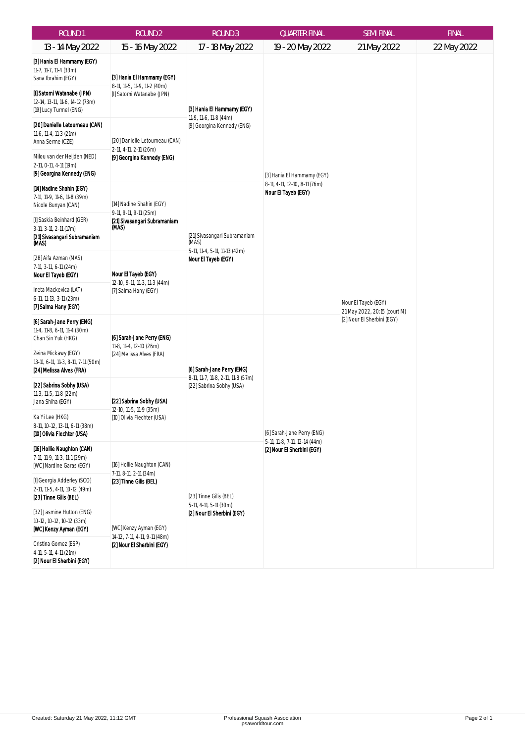| ROUND 1 | ROUND 2 | ROUND 3 | QUARTER FINAL | SEMI FINAL | FINAL |
|---|---|---|---|---|---|
| 13 - 14 May 2022 | 15 - 16 May 2022 | 17 - 18 May 2022 | 19 - 20 May 2022 | 21 May 2022 | 22 May 2022 |
| **[3] Hania El Hammamy (EGY)** 11-7, 11-7, 11-4 (33m) Sana Ibrahim (EGY) | **[3] Hania El Hammamy (EGY)** 8-11, 11-5, 11-9, 11-2 (40m) [I] Satomi Watanabe (JPN) | **[3] Hania El Hammamy (EGY)** 11-9, 11-6, 11-8 (44m) [9] Georgina Kennedy (ENG) | [3] Hania El Hammamy (EGY) 8-11, 4-11, 12-10, 8-11 (76m) **Nour El Tayeb (EGY)** | Nour El Tayeb (EGY) 21 May 2022, 20:15 (court M) [2] Nour El Sherbini (EGY) | |
| **[I] Satomi Watanabe (JPN)** 12-14, 13-11, 11-6, 14-12 (73m) [19] Lucy Turmel (ENG) | | | | | |
| **[20] Danielle Letourneau (CAN)** 11-6, 11-4, 11-3 (21m) Anna Serme (CZE) | [20] Danielle Letourneau (CAN) 2-11, 4-11, 2-11 (26m) **[9] Georgina Kennedy (ENG)** | | | | |
| Milou van der Heijden (NED) 2-11, 0-11, 4-11 (19m) **[9] Georgina Kennedy (ENG)** | | | | | |
| **[14] Nadine Shahin (EGY)** 7-11, 11-9, 11-6, 11-8 (39m) Nicole Bunyan (CAN) | [14] Nadine Shahin (EGY) 9-11, 9-11, 9-11 (25m) **[21] Sivasangari Subramaniam (MAS)** | [21] Sivasangari Subramaniam (MAS) 5-11, 11-4, 5-11, 11-13 (42m) **Nour El Tayeb (EGY)** | | | |
| [I] Saskia Beinhard (GER) 3-11, 3-11, 2-11 (17m) **[21] Sivasangari Subramaniam (MAS)** | | | | | |
| [28] Aifa Azman (MAS) 7-11, 3-11, 6-11 (24m) **Nour El Tayeb (EGY)** | **Nour El Tayeb (EGY)** 12-10, 9-11, 11-3, 11-3 (44m) [7] Salma Hany (EGY) | | | | |
| Ineta Mackevica (LAT) 6-11, 11-13, 3-11 (23m) **[7] Salma Hany (EGY)** | | | | | |
| **[6] Sarah-Jane Perry (ENG)** 11-4, 11-8, 6-11, 11-4 (30m) Chan Sin Yuk (HKG) | **[6] Sarah-Jane Perry (ENG)** 11-8, 11-4, 12-10 (26m) [24] Melissa Alves (FRA) | **[6] Sarah-Jane Perry (ENG)** 8-11, 11-7, 11-8, 2-11, 11-8 (57m) [22] Sabrina Sobhy (USA) | [6] Sarah-Jane Perry (ENG) 5-11, 11-8, 7-11, 12-14 (44m) **[2] Nour El Sherbini (EGY)** | | |
| Zeina Mickawy (EGY) 13-11, 6-11, 11-3, 8-11, 7-11 (50m) **[24] Melissa Alves (FRA)** | | | | | |
| **[22] Sabrina Sobhy (USA)** 11-3, 11-5, 11-8 (22m) Jana Shiha (EGY) | **[22] Sabrina Sobhy (USA)** 12-10, 11-5, 11-9 (35m) [10] Olivia Fiechter (USA) | | | | |
| Ka Yi Lee (HKG) 8-11, 10-12, 13-11, 6-11 (38m) **[10] Olivia Fiechter (USA)** | | | | | |
| **[16] Hollie Naughton (CAN)** 7-11, 11-9, 11-3, 11-1 (29m) [WC] Nardine Garas (EGY) | [16] Hollie Naughton (CAN) 7-11, 8-11, 2-11 (34m) **[23] Tinne Gilis (BEL)** | [23] Tinne Gilis (BEL) 5-11, 4-11, 5-11 (30m) **[2] Nour El Sherbini (EGY)** | | | |
| [I] Georgia Adderley (SCO) 2-11, 11-5, 4-11, 10-12 (49m) **[23] Tinne Gilis (BEL)** | | | | | |
| [32] Jasmine Hutton (ENG) 10-12, 10-12, 10-12 (33m) **[WC] Kenzy Ayman (EGY)** | [WC] Kenzy Ayman (EGY) 14-12, 7-11, 4-11, 9-11 (48m) **[2] Nour El Sherbini (EGY)** | | | | |
| Cristina Gomez (ESP) 4-11, 5-11, 4-11 (21m) **[2] Nour El Sherbini (EGY)** | | | | | |

Created: Saturday 21 May 2022, 11:12 GMT

Professional Squash Association
psaworldtour.com